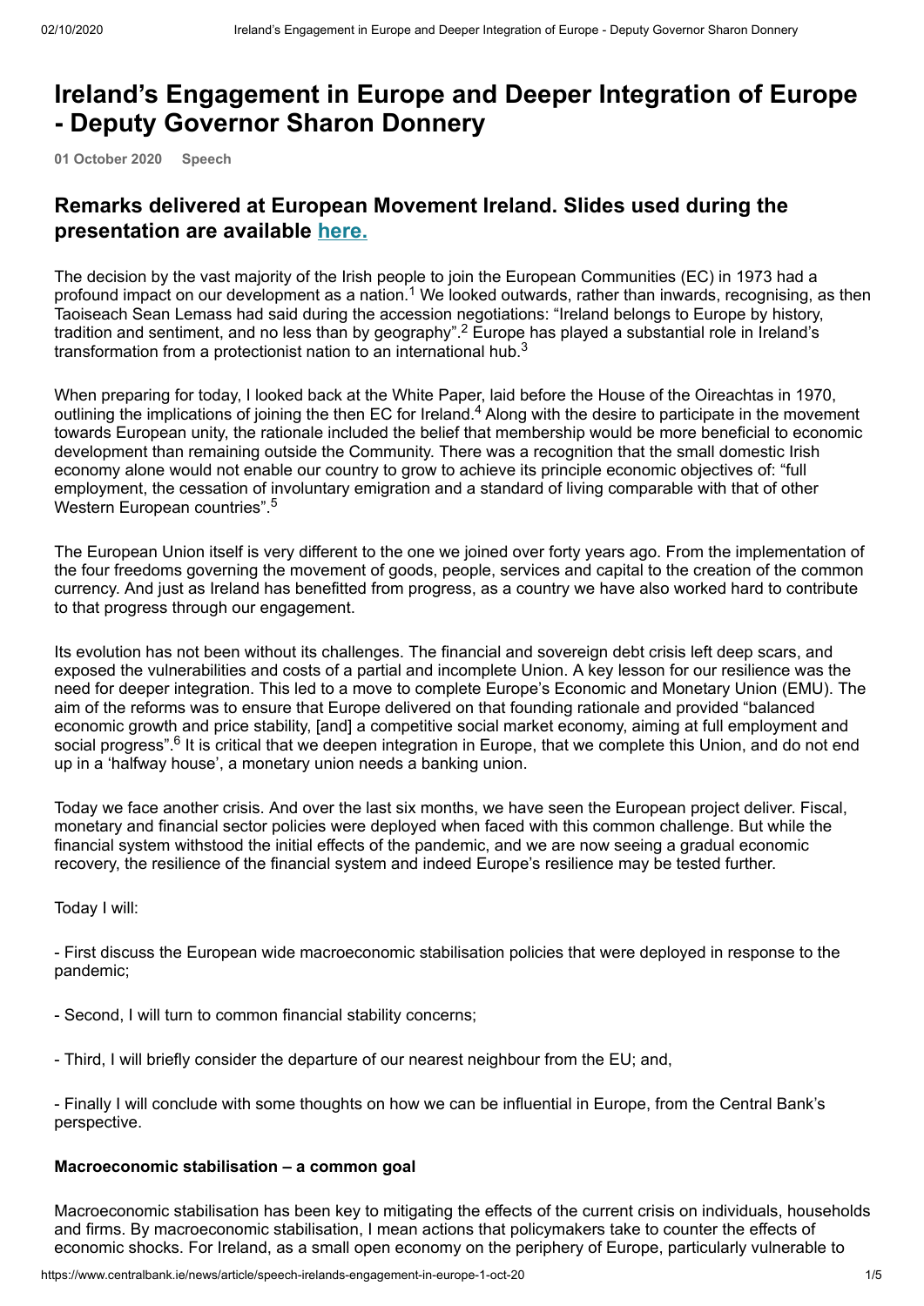# Ireland's Engagement in Europe and Deeper Integration of Europe - Deputy Governor Sharon Donnery

**01 October 2020** **Speech**

## Remarks delivered at European Movement Ireland. Slides used during the presentation are available [here.]()

The decision by the vast majority of the Irish people to join the European Communities (EC) in 1973 had a profound impact on our development as a nation.[1] We looked outwards, rather than inwards, recognising, as then Taoiseach Sean Lemass had said during the accession negotiations: "Ireland belongs to Europe by history, tradition and sentiment, and no less than by geography".[2] Europe has played a substantial role in Ireland's transformation from a protectionist nation to an international hub.[3]

When preparing for today, I looked back at the White Paper, laid before the House of the Oireachtas in 1970, outlining the implications of joining the then EC for Ireland.[4] Along with the desire to participate in the movement towards European unity, the rationale included the belief that membership would be more beneficial to economic development than remaining outside the Community. There was a recognition that the small domestic Irish economy alone would not enable our country to grow to achieve its principle economic objectives of: "full employment, the cessation of involuntary emigration and a standard of living comparable with that of other Western European countries".[5]

The European Union itself is very different to the one we joined over forty years ago. From the implementation of the four freedoms governing the movement of goods, people, services and capital to the creation of the common currency. And just as Ireland has benefitted from progress, as a country we have also worked hard to contribute to that progress through our engagement.

Its evolution has not been without its challenges. The financial and sovereign debt crisis left deep scars, and exposed the vulnerabilities and costs of a partial and incomplete Union. A key lesson for our resilience was the need for deeper integration. This led to a move to complete Europe's Economic and Monetary Union (EMU). The aim of the reforms was to ensure that Europe delivered on that founding rationale and provided "balanced economic growth and price stability, [and] a competitive social market economy, aiming at full employment and social progress".[6] It is critical that we deepen integration in Europe, that we complete this Union, and do not end up in a 'halfway house', a monetary union needs a banking union.

Today we face another crisis. And over the last six months, we have seen the European project deliver. Fiscal, monetary and financial sector policies were deployed when faced with this common challenge. But while the financial system withstood the initial effects of the pandemic, and we are now seeing a gradual economic recovery, the resilience of the financial system and indeed Europe's resilience may be tested further.

Today I will:

- First discuss the European wide macroeconomic stabilisation policies that were deployed in response to the pandemic;

- Second, I will turn to common financial stability concerns;

- Third, I will briefly consider the departure of our nearest neighbour from the EU; and,

- Finally I will conclude with some thoughts on how we can be influential in Europe, from the Central Bank's perspective.

### Macroeconomic stabilisation – a common goal

Macroeconomic stabilisation has been key to mitigating the effects of the current crisis on individuals, households and firms. By macroeconomic stabilisation, I mean actions that policymakers take to counter the effects of economic shocks. For Ireland, as a small open economy on the periphery of Europe, particularly vulnerable to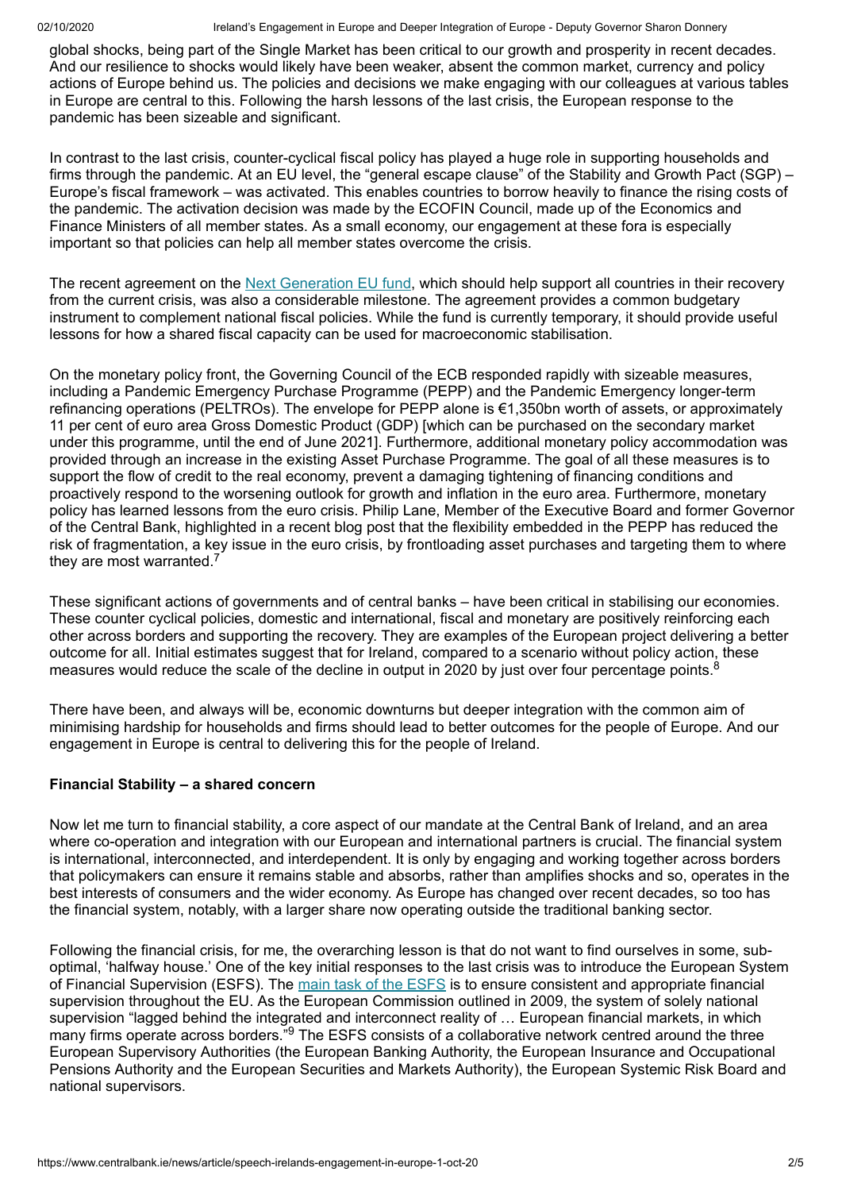global shocks, being part of the Single Market has been critical to our growth and prosperity in recent decades. And our resilience to shocks would likely have been weaker, absent the common market, currency and policy actions of Europe behind us. The policies and decisions we make engaging with our colleagues at various tables in Europe are central to this. Following the harsh lessons of the last crisis, the European response to the pandemic has been sizeable and significant.

In contrast to the last crisis, counter-cyclical fiscal policy has played a huge role in supporting households and firms through the pandemic. At an EU level, the "general escape clause" of the Stability and Growth Pact (SGP) – Europe's fiscal framework – was activated. This enables countries to borrow heavily to finance the rising costs of the pandemic. The activation decision was made by the ECOFIN Council, made up of the Economics and Finance Ministers of all member states. As a small economy, our engagement at these fora is especially important so that policies can help all member states overcome the crisis.

The recent agreement on the [Next Generation EU fund](), which should help support all countries in their recovery from the current crisis, was also a considerable milestone. The agreement provides a common budgetary instrument to complement national fiscal policies. While the fund is currently temporary, it should provide useful lessons for how a shared fiscal capacity can be used for macroeconomic stabilisation.

On the monetary policy front, the Governing Council of the ECB responded rapidly with sizeable measures, including a Pandemic Emergency Purchase Programme (PEPP) and the Pandemic Emergency longer-term refinancing operations (PELTROs). The envelope for PEPP alone is €1,350bn worth of assets, or approximately 11 per cent of euro area Gross Domestic Product (GDP) [which can be purchased on the secondary market under this programme, until the end of June 2021]. Furthermore, additional monetary policy accommodation was provided through an increase in the existing Asset Purchase Programme. The goal of all these measures is to support the flow of credit to the real economy, prevent a damaging tightening of financing conditions and proactively respond to the worsening outlook for growth and inflation in the euro area. Furthermore, monetary policy has learned lessons from the euro crisis. Philip Lane, Member of the Executive Board and former Governor of the Central Bank, highlighted in a recent blog post that the flexibility embedded in the PEPP has reduced the risk of fragmentation, a key issue in the euro crisis, by frontloading asset purchases and targeting them to where they are most warranted.[7]

These significant actions of governments and of central banks – have been critical in stabilising our economies. These counter cyclical policies, domestic and international, fiscal and monetary are positively reinforcing each other across borders and supporting the recovery. They are examples of the European project delivering a better outcome for all. Initial estimates suggest that for Ireland, compared to a scenario without policy action, these measures would reduce the scale of the decline in output in 2020 by just over four percentage points.[8]

There have been, and always will be, economic downturns but deeper integration with the common aim of minimising hardship for households and firms should lead to better outcomes for the people of Europe. And our engagement in Europe is central to delivering this for the people of Ireland.

**Financial Stability – a shared concern**

Now let me turn to financial stability, a core aspect of our mandate at the Central Bank of Ireland, and an area where co-operation and integration with our European and international partners is crucial. The financial system is international, interconnected, and interdependent. It is only by engaging and working together across borders that policymakers can ensure it remains stable and absorbs, rather than amplifies shocks and so, operates in the best interests of consumers and the wider economy. As Europe has changed over recent decades, so too has the financial system, notably, with a larger share now operating outside the traditional banking sector.

Following the financial crisis, for me, the overarching lesson is that do not want to find ourselves in some, sub-optimal, 'halfway house.' One of the key initial responses to the last crisis was to introduce the European System of Financial Supervision (ESFS). The [main task of the ESFS]() is to ensure consistent and appropriate financial supervision throughout the EU. As the European Commission outlined in 2009, the system of solely national supervision "lagged behind the integrated and interconnect reality of … European financial markets, in which many firms operate across borders."[9] The ESFS consists of a collaborative network centred around the three European Supervisory Authorities (the European Banking Authority, the European Insurance and Occupational Pensions Authority and the European Securities and Markets Authority), the European Systemic Risk Board and national supervisors.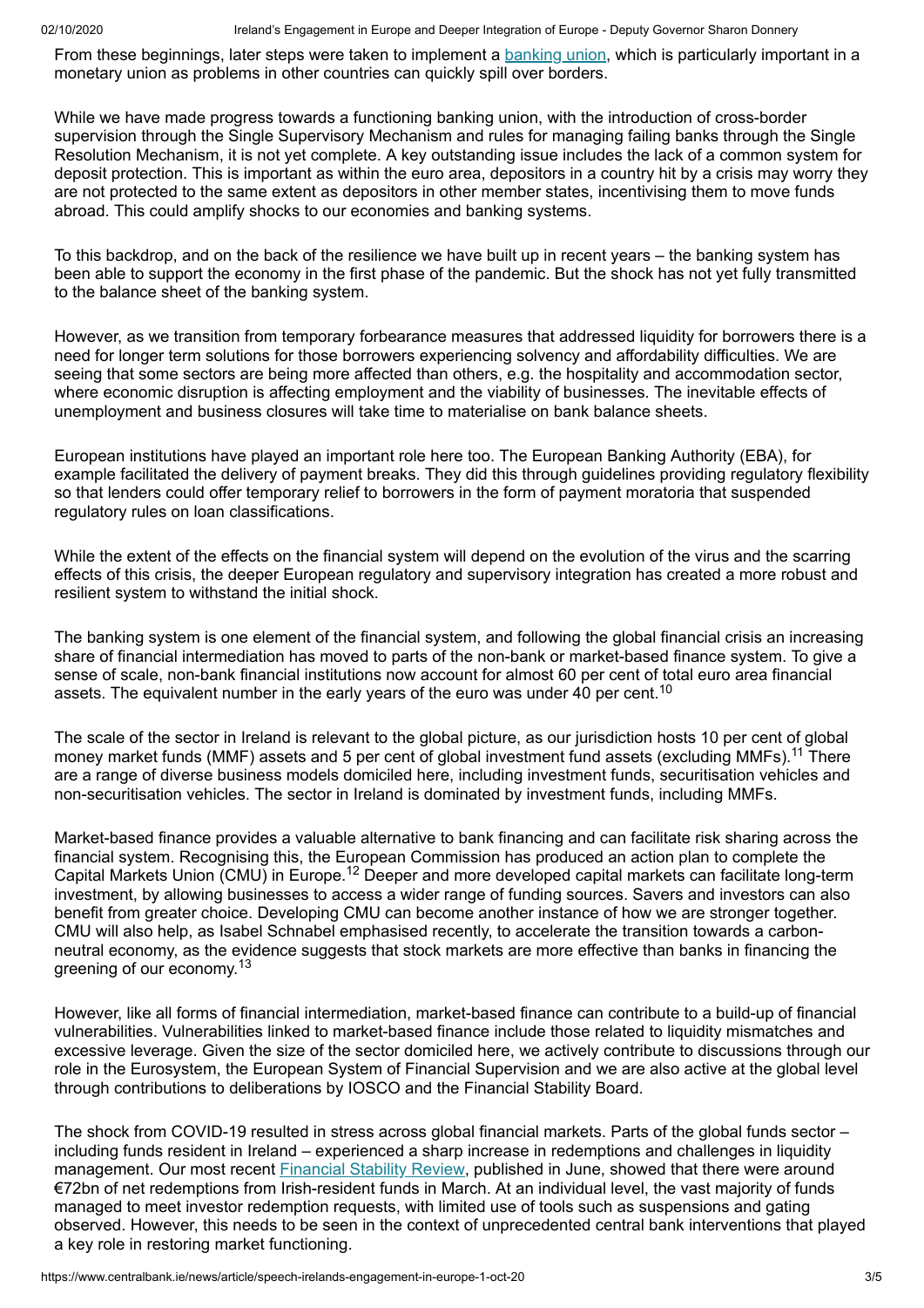From these beginnings, later steps were taken to implement a banking union, which is particularly important in a monetary union as problems in other countries can quickly spill over borders.

While we have made progress towards a functioning banking union, with the introduction of cross-border supervision through the Single Supervisory Mechanism and rules for managing failing banks through the Single Resolution Mechanism, it is not yet complete. A key outstanding issue includes the lack of a common system for deposit protection. This is important as within the euro area, depositors in a country hit by a crisis may worry they are not protected to the same extent as depositors in other member states, incentivising them to move funds abroad. This could amplify shocks to our economies and banking systems.

To this backdrop, and on the back of the resilience we have built up in recent years – the banking system has been able to support the economy in the first phase of the pandemic. But the shock has not yet fully transmitted to the balance sheet of the banking system.

However, as we transition from temporary forbearance measures that addressed liquidity for borrowers there is a need for longer term solutions for those borrowers experiencing solvency and affordability difficulties. We are seeing that some sectors are being more affected than others, e.g. the hospitality and accommodation sector, where economic disruption is affecting employment and the viability of businesses. The inevitable effects of unemployment and business closures will take time to materialise on bank balance sheets.

European institutions have played an important role here too. The European Banking Authority (EBA), for example facilitated the delivery of payment breaks. They did this through guidelines providing regulatory flexibility so that lenders could offer temporary relief to borrowers in the form of payment moratoria that suspended regulatory rules on loan classifications.

While the extent of the effects on the financial system will depend on the evolution of the virus and the scarring effects of this crisis, the deeper European regulatory and supervisory integration has created a more robust and resilient system to withstand the initial shock.

The banking system is one element of the financial system, and following the global financial crisis an increasing share of financial intermediation has moved to parts of the non-bank or market-based finance system. To give a sense of scale, non-bank financial institutions now account for almost 60 per cent of total euro area financial assets. The equivalent number in the early years of the euro was under 40 per cent.[10]

The scale of the sector in Ireland is relevant to the global picture, as our jurisdiction hosts 10 per cent of global money market funds (MMF) assets and 5 per cent of global investment fund assets (excluding MMFs).[11] There are a range of diverse business models domiciled here, including investment funds, securitisation vehicles and non-securitisation vehicles. The sector in Ireland is dominated by investment funds, including MMFs.

Market-based finance provides a valuable alternative to bank financing and can facilitate risk sharing across the financial system. Recognising this, the European Commission has produced an action plan to complete the Capital Markets Union (CMU) in Europe.[12] Deeper and more developed capital markets can facilitate long-term investment, by allowing businesses to access a wider range of funding sources. Savers and investors can also benefit from greater choice. Developing CMU can become another instance of how we are stronger together. CMU will also help, as Isabel Schnabel emphasised recently, to accelerate the transition towards a carbon-neutral economy, as the evidence suggests that stock markets are more effective than banks in financing the greening of our economy.[13]

However, like all forms of financial intermediation, market-based finance can contribute to a build-up of financial vulnerabilities. Vulnerabilities linked to market-based finance include those related to liquidity mismatches and excessive leverage. Given the size of the sector domiciled here, we actively contribute to discussions through our role in the Eurosystem, the European System of Financial Supervision and we are also active at the global level through contributions to deliberations by IOSCO and the Financial Stability Board.

The shock from COVID-19 resulted in stress across global financial markets. Parts of the global funds sector – including funds resident in Ireland – experienced a sharp increase in redemptions and challenges in liquidity management. Our most recent Financial Stability Review, published in June, showed that there were around €72bn of net redemptions from Irish-resident funds in March. At an individual level, the vast majority of funds managed to meet investor redemption requests, with limited use of tools such as suspensions and gating observed. However, this needs to be seen in the context of unprecedented central bank interventions that played a key role in restoring market functioning.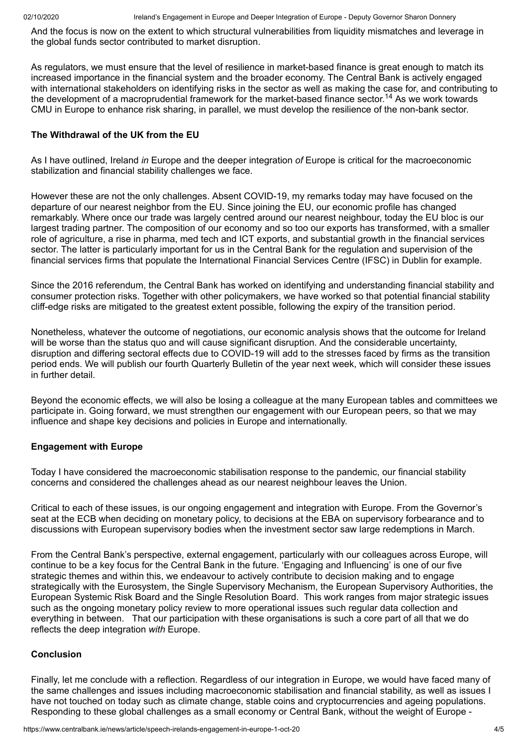And the focus is now on the extent to which structural vulnerabilities from liquidity mismatches and leverage in the global funds sector contributed to market disruption.

As regulators, we must ensure that the level of resilience in market-based finance is great enough to match its increased importance in the financial system and the broader economy. The Central Bank is actively engaged with international stakeholders on identifying risks in the sector as well as making the case for, and contributing to the development of a macroprudential framework for the market-based finance sector.[14] As we work towards CMU in Europe to enhance risk sharing, in parallel, we must develop the resilience of the non-bank sector.

**The Withdrawal of the UK from the EU**

As I have outlined, Ireland *in* Europe and the deeper integration *of* Europe is critical for the macroeconomic stabilization and financial stability challenges we face.

However these are not the only challenges. Absent COVID-19, my remarks today may have focused on the departure of our nearest neighbor from the EU. Since joining the EU, our economic profile has changed remarkably. Where once our trade was largely centred around our nearest neighbour, today the EU bloc is our largest trading partner. The composition of our economy and so too our exports has transformed, with a smaller role of agriculture, a rise in pharma, med tech and ICT exports, and substantial growth in the financial services sector. The latter is particularly important for us in the Central Bank for the regulation and supervision of the financial services firms that populate the International Financial Services Centre (IFSC) in Dublin for example.

Since the 2016 referendum, the Central Bank has worked on identifying and understanding financial stability and consumer protection risks. Together with other policymakers, we have worked so that potential financial stability cliff-edge risks are mitigated to the greatest extent possible, following the expiry of the transition period.

Nonetheless, whatever the outcome of negotiations, our economic analysis shows that the outcome for Ireland will be worse than the status quo and will cause significant disruption. And the considerable uncertainty, disruption and differing sectoral effects due to COVID-19 will add to the stresses faced by firms as the transition period ends. We will publish our fourth Quarterly Bulletin of the year next week, which will consider these issues in further detail.

Beyond the economic effects, we will also be losing a colleague at the many European tables and committees we participate in. Going forward, we must strengthen our engagement with our European peers, so that we may influence and shape key decisions and policies in Europe and internationally.

**Engagement with Europe**

Today I have considered the macroeconomic stabilisation response to the pandemic, our financial stability concerns and considered the challenges ahead as our nearest neighbour leaves the Union.

Critical to each of these issues, is our ongoing engagement and integration with Europe. From the Governor's seat at the ECB when deciding on monetary policy, to decisions at the EBA on supervisory forbearance and to discussions with European supervisory bodies when the investment sector saw large redemptions in March.

From the Central Bank's perspective, external engagement, particularly with our colleagues across Europe, will continue to be a key focus for the Central Bank in the future. 'Engaging and Influencing' is one of our five strategic themes and within this, we endeavour to actively contribute to decision making and to engage strategically with the Eurosystem, the Single Supervisory Mechanism, the European Supervisory Authorities, the European Systemic Risk Board and the Single Resolution Board. This work ranges from major strategic issues such as the ongoing monetary policy review to more operational issues such regular data collection and everything in between. That our participation with these organisations is such a core part of all that we do reflects the deep integration *with* Europe.

**Conclusion**

Finally, let me conclude with a reflection. Regardless of our integration in Europe, we would have faced many of the same challenges and issues including macroeconomic stabilisation and financial stability, as well as issues I have not touched on today such as climate change, stable coins and cryptocurrencies and ageing populations. Responding to these global challenges as a small economy or Central Bank, without the weight of Europe -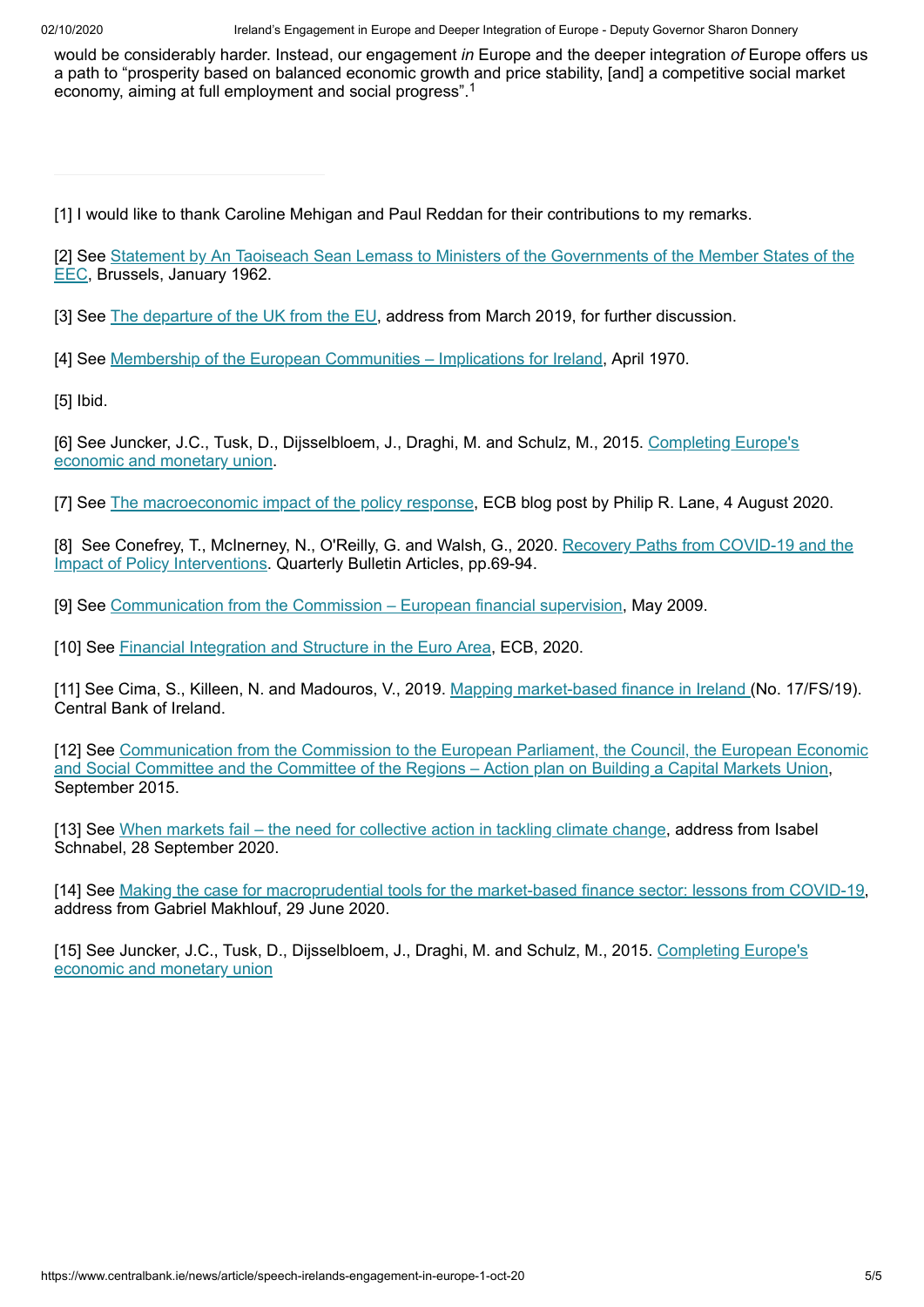would be considerably harder. Instead, our engagement *in* Europe and the deeper integration *of* Europe offers us a path to "prosperity based on balanced economic growth and price stability, [and] a competitive social market economy, aiming at full employment and social progress".[1]

---

[1] I would like to thank Caroline Mehigan and Paul Reddan for their contributions to my remarks.

[2] See Statement by An Taoiseach Sean Lemass to Ministers of the Governments of the Member States of the EEC, Brussels, January 1962.

[3] See The departure of the UK from the EU, address from March 2019, for further discussion.

[4] See Membership of the European Communities – Implications for Ireland, April 1970.

[5] Ibid.

[6] See Juncker, J.C., Tusk, D., Dijsselbloem, J., Draghi, M. and Schulz, M., 2015. Completing Europe's economic and monetary union.

[7] See The macroeconomic impact of the policy response, ECB blog post by Philip R. Lane, 4 August 2020.

[8] See Conefrey, T., McInerney, N., O'Reilly, G. and Walsh, G., 2020. Recovery Paths from COVID-19 and the Impact of Policy Interventions. Quarterly Bulletin Articles, pp.69-94.

[9] See Communication from the Commission – European financial supervision, May 2009.

[10] See Financial Integration and Structure in the Euro Area, ECB, 2020.

[11] See Cima, S., Killeen, N. and Madouros, V., 2019. Mapping market-based finance in Ireland (No. 17/FS/19). Central Bank of Ireland.

[12] See Communication from the Commission to the European Parliament, the Council, the European Economic and Social Committee and the Committee of the Regions – Action plan on Building a Capital Markets Union, September 2015.

[13] See When markets fail – the need for collective action in tackling climate change, address from Isabel Schnabel, 28 September 2020.

[14] See Making the case for macroprudential tools for the market-based finance sector: lessons from COVID-19, address from Gabriel Makhlouf, 29 June 2020.

[15] See Juncker, J.C., Tusk, D., Dijsselbloem, J., Draghi, M. and Schulz, M., 2015. Completing Europe's economic and monetary union